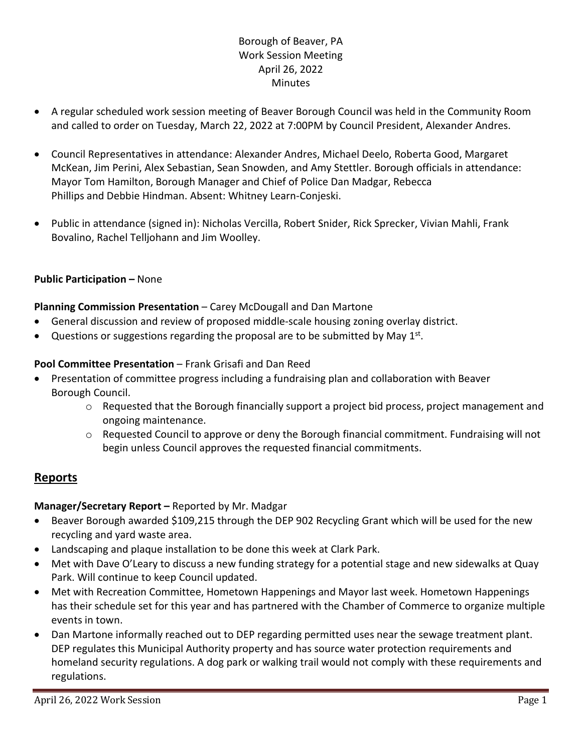Borough of Beaver, PA
Work Session Meeting
April 26, 2022
Minutes

- A regular scheduled work session meeting of Beaver Borough Council was held in the Community Room and called to order on Tuesday, March 22, 2022 at 7:00PM by Council President, Alexander Andres.
- Council Representatives in attendance: Alexander Andres, Michael Deelo, Roberta Good, Margaret McKean, Jim Perini, Alex Sebastian, Sean Snowden, and Amy Stettler. Borough officials in attendance: Mayor Tom Hamilton, Borough Manager and Chief of Police Dan Madgar, Rebecca Phillips and Debbie Hindman. Absent: Whitney Learn-Conjeski.
- Public in attendance (signed in): Nicholas Vercilla, Robert Snider, Rick Sprecker, Vivian Mahli, Frank Bovalino, Rachel Telljohann and Jim Woolley.

**Public Participation –** None

**Planning Commission Presentation** – Carey McDougall and Dan Martone

- General discussion and review of proposed middle-scale housing zoning overlay district.
- Questions or suggestions regarding the proposal are to be submitted by May 1st.

**Pool Committee Presentation** – Frank Grisafi and Dan Reed

- Presentation of committee progress including a fundraising plan and collaboration with Beaver Borough Council.
    - Requested that the Borough financially support a project bid process, project management and ongoing maintenance.
    - Requested Council to approve or deny the Borough financial commitment. Fundraising will not begin unless Council approves the requested financial commitments.

## Reports

**Manager/Secretary Report –** Reported by Mr. Madgar

- Beaver Borough awarded $109,215 through the DEP 902 Recycling Grant which will be used for the new recycling and yard waste area.
- Landscaping and plaque installation to be done this week at Clark Park.
- Met with Dave O'Leary to discuss a new funding strategy for a potential stage and new sidewalks at Quay Park. Will continue to keep Council updated.
- Met with Recreation Committee, Hometown Happenings and Mayor last week. Hometown Happenings has their schedule set for this year and has partnered with the Chamber of Commerce to organize multiple events in town.
- Dan Martone informally reached out to DEP regarding permitted uses near the sewage treatment plant. DEP regulates this Municipal Authority property and has source water protection requirements and homeland security regulations. A dog park or walking trail would not comply with these requirements and regulations.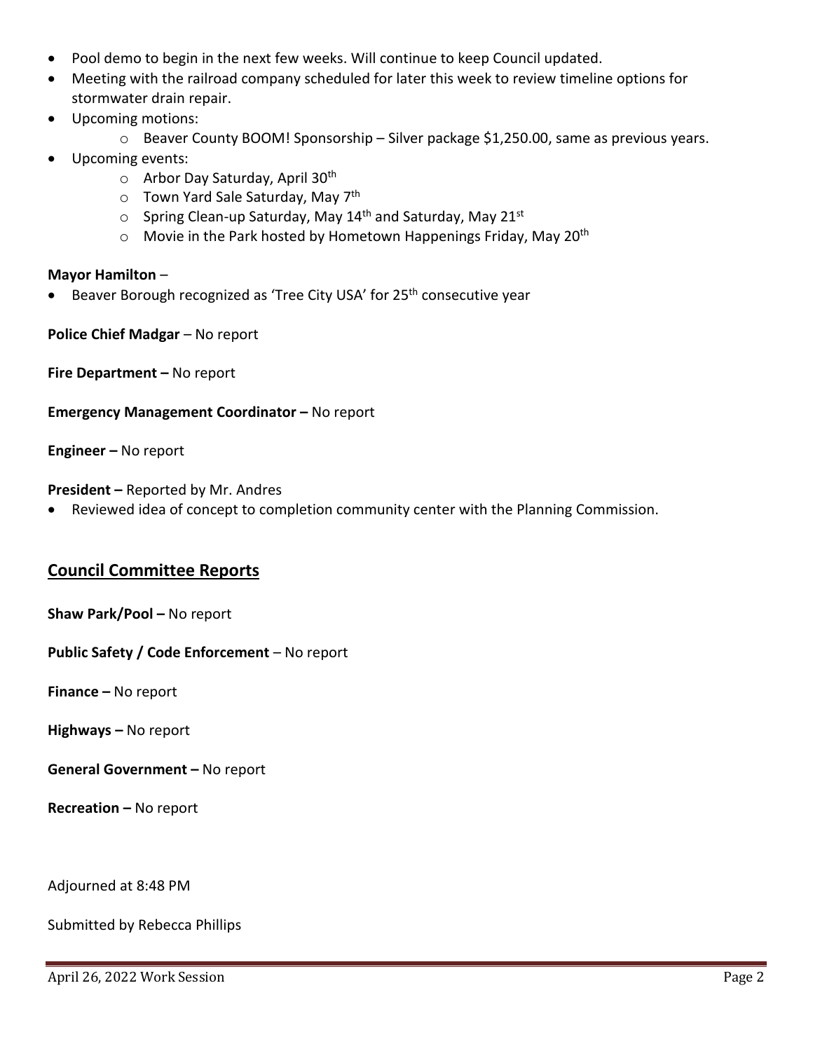- Pool demo to begin in the next few weeks. Will continue to keep Council updated.
- Meeting with the railroad company scheduled for later this week to review timeline options for stormwater drain repair.
- Upcoming motions:
  - Beaver County BOOM! Sponsorship – Silver package $1,250.00, same as previous years.
- Upcoming events:
  - Arbor Day Saturday, April 30th
  - Town Yard Sale Saturday, May 7th
  - Spring Clean-up Saturday, May 14th and Saturday, May 21st
  - Movie in the Park hosted by Hometown Happenings Friday, May 20th

**Mayor Hamilton** –

- Beaver Borough recognized as 'Tree City USA' for 25th consecutive year

**Police Chief Madgar** – No report

**Fire Department –** No report

**Emergency Management Coordinator –** No report

**Engineer –** No report

**President –** Reported by Mr. Andres

- Reviewed idea of concept to completion community center with the Planning Commission.

## Council Committee Reports

**Shaw Park/Pool –** No report

**Public Safety / Code Enforcement** – No report

**Finance –** No report

**Highways –** No report

**General Government –** No report

**Recreation –** No report

Adjourned at 8:48 PM

Submitted by Rebecca Phillips